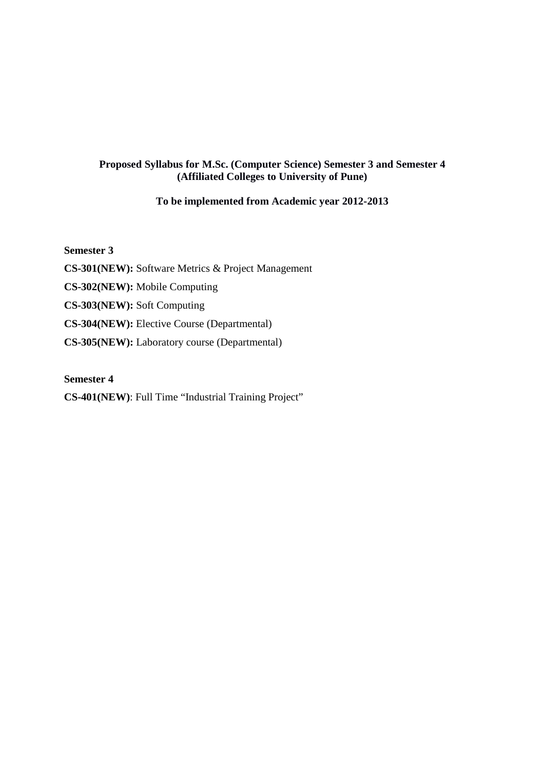# Proposed Syllabus for M.Sc. (Computer Science) Semester 3 and Semester 4 (Affiliated Colleges to University of Pune)

## To be implemented from Academic year 2012-2013

**Semester 3**

**CS-301(NEW):** Software Metrics & Project Management

**CS-302(NEW):** Mobile Computing

**CS-303(NEW):** Soft Computing

**CS-304(NEW):** Elective Course (Departmental)

**CS-305(NEW):** Laboratory course (Departmental)

**Semester 4**

**CS-401(NEW)**: Full Time "Industrial Training Project"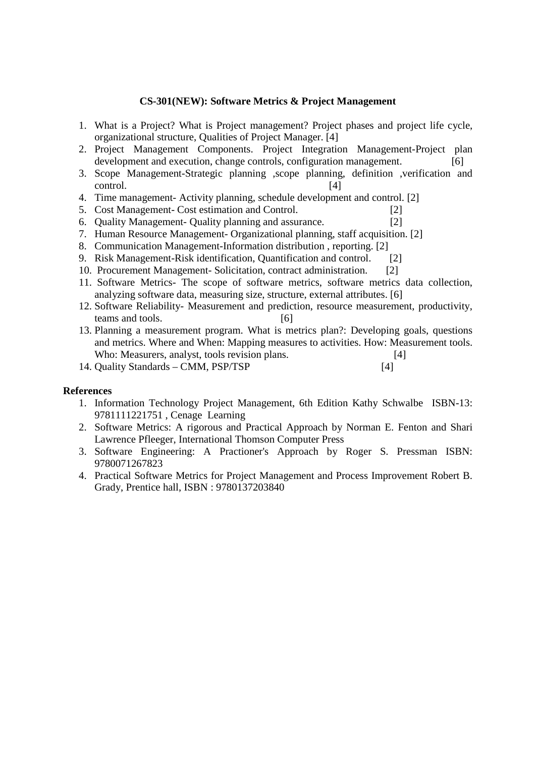**CS-301(NEW): Software Metrics & Project Management**

1. What is a Project? What is Project management? Project phases and project life cycle, organizational structure, Qualities of Project Manager. [4]
2. Project Management Components. Project Integration Management-Project plan development and execution, change controls, configuration management. [6]
3. Scope Management-Strategic planning ,scope planning, definition ,verification and control. [4]
4. Time management- Activity planning, schedule development and control. [2]
5. Cost Management- Cost estimation and Control. [2]
6. Quality Management- Quality planning and assurance. [2]
7. Human Resource Management- Organizational planning, staff acquisition. [2]
8. Communication Management-Information distribution , reporting. [2]
9. Risk Management-Risk identification, Quantification and control. [2]
10. Procurement Management- Solicitation, contract administration. [2]
11. Software Metrics- The scope of software metrics, software metrics data collection, analyzing software data, measuring size, structure, external attributes. [6]
12. Software Reliability- Measurement and prediction, resource measurement, productivity, teams and tools. [6]
13. Planning a measurement program. What is metrics plan?: Developing goals, questions and metrics. Where and When: Mapping measures to activities. How: Measurement tools. Who: Measurers, analyst, tools revision plans. [4]
14. Quality Standards – CMM, PSP/TSP [4]

**References**

1. Information Technology Project Management, 6th Edition Kathy Schwalbe ISBN-13: 9781111221751 , Cenage Learning
2. Software Metrics: A rigorous and Practical Approach by Norman E. Fenton and Shari Lawrence Pfleeger, International Thomson Computer Press
3. Software Engineering: A Practioner's Approach by Roger S. Pressman ISBN: 9780071267823
4. Practical Software Metrics for Project Management and Process Improvement Robert B. Grady, Prentice hall, ISBN : 9780137203840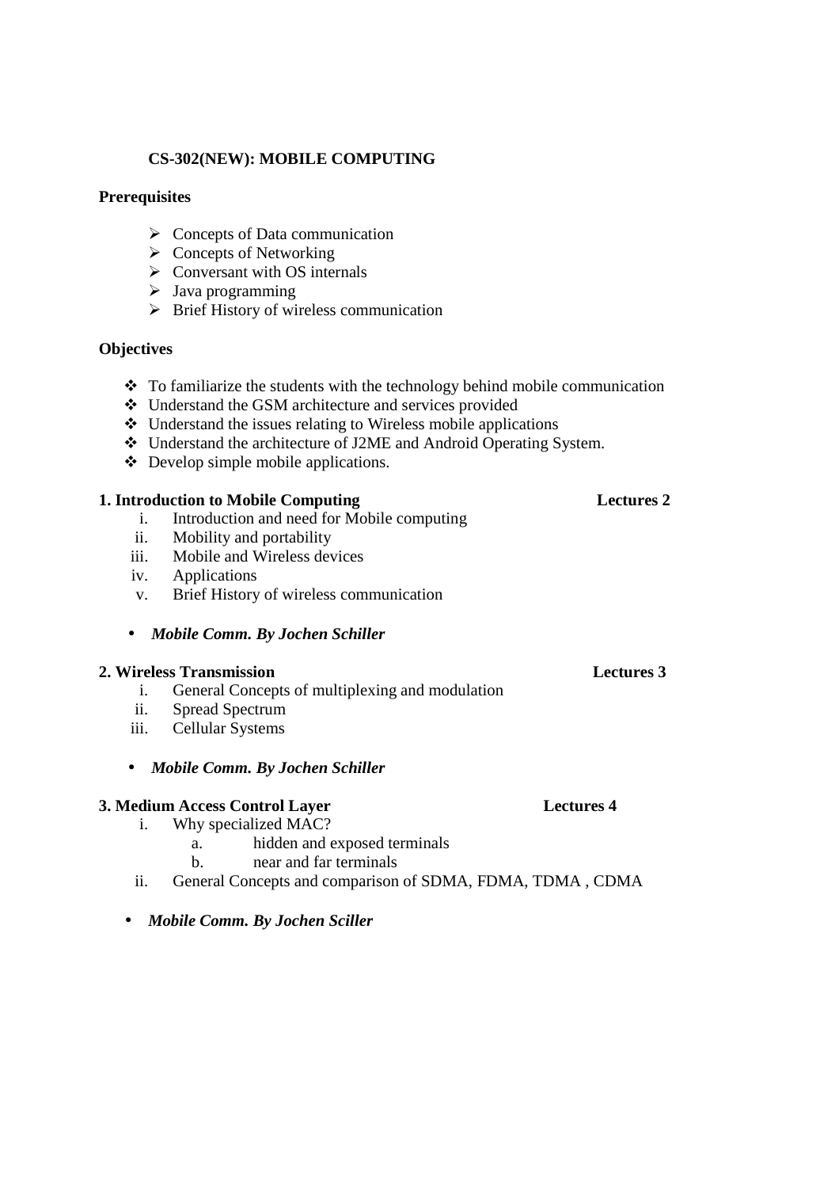**CS-302(NEW): MOBILE COMPUTING**

**Prerequisites**

- Concepts of Data communication
- Concepts of Networking
- Conversant with OS internals
- Java programming
- Brief History of wireless communication

**Objectives**

- To familiarize the students with the technology behind mobile communication
- Understand the GSM architecture and services provided
- Understand the issues relating to Wireless mobile applications
- Understand the architecture of J2ME and Android Operating System.
- Develop simple mobile applications.

**1. Introduction to Mobile Computing** **Lectures 2**

i. Introduction and need for Mobile computing
ii. Mobility and portability
iii. Mobile and Wireless devices
iv. Applications
v. Brief History of wireless communication

- ***Mobile Comm. By Jochen Schiller***

**2. Wireless Transmission** **Lectures 3**

i. General Concepts of multiplexing and modulation
ii. Spread Spectrum
iii. Cellular Systems

- ***Mobile Comm. By Jochen Schiller***

**3. Medium Access Control Layer** **Lectures 4**

i. Why specialized MAC?
   a. hidden and exposed terminals
   b. near and far terminals
ii. General Concepts and comparison of SDMA, FDMA, TDMA , CDMA

- ***Mobile Comm. By Jochen Sciller***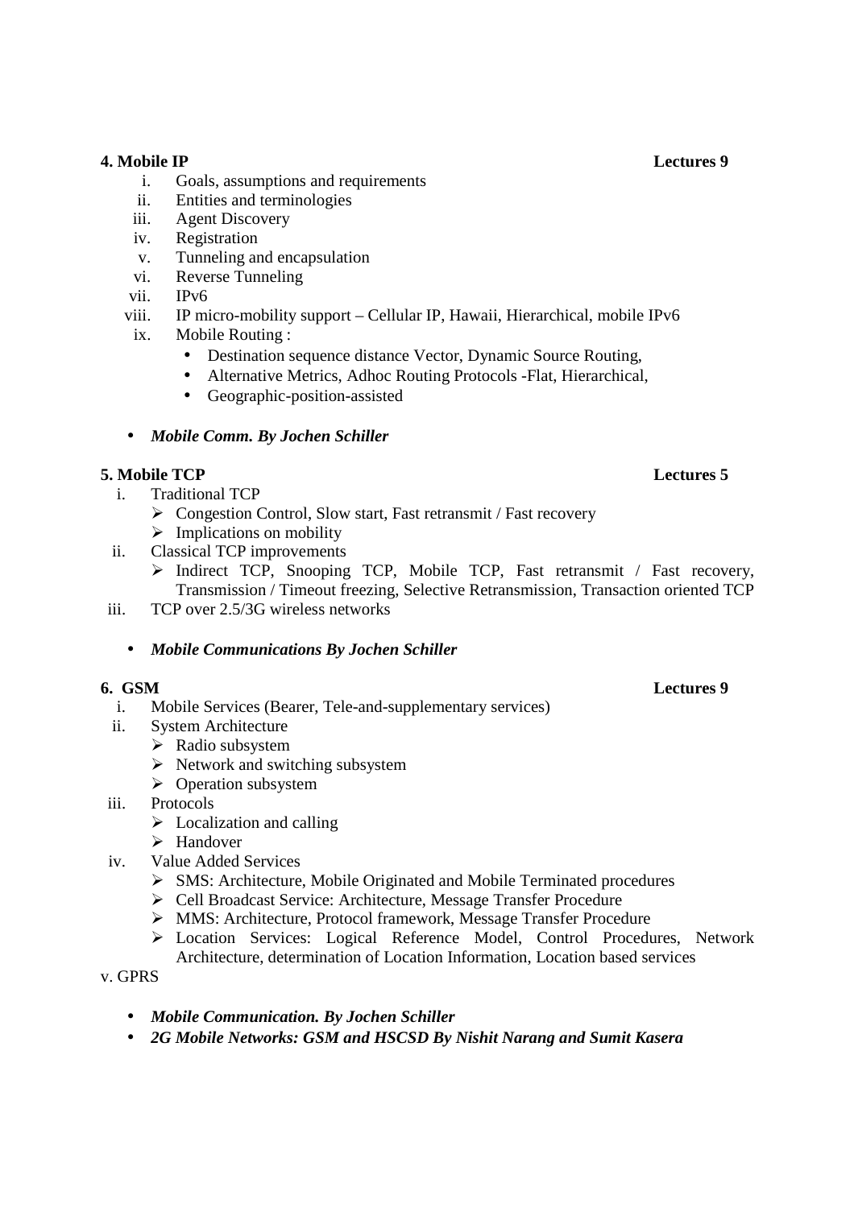**4. Mobile IP** **Lectures 9**

i. Goals, assumptions and requirements
ii. Entities and terminologies
iii. Agent Discovery
iv. Registration
v. Tunneling and encapsulation
vi. Reverse Tunneling
vii. IPv6
viii. IP micro-mobility support – Cellular IP, Hawaii, Hierarchical, mobile IPv6
ix. Mobile Routing :
   - Destination sequence distance Vector, Dynamic Source Routing,
   - Alternative Metrics, Adhoc Routing Protocols -Flat, Hierarchical,
   - Geographic-position-assisted

- ***Mobile Comm. By Jochen Schiller***

**5. Mobile TCP** **Lectures 5**

i. Traditional TCP
   - Congestion Control, Slow start, Fast retransmit / Fast recovery
   - Implications on mobility
ii. Classical TCP improvements
   - Indirect TCP, Snooping TCP, Mobile TCP, Fast retransmit / Fast recovery, Transmission / Timeout freezing, Selective Retransmission, Transaction oriented TCP
iii. TCP over 2.5/3G wireless networks

- ***Mobile Communications By Jochen Schiller***

**6. GSM** **Lectures 9**

i. Mobile Services (Bearer, Tele-and-supplementary services)
ii. System Architecture
   - Radio subsystem
   - Network and switching subsystem
   - Operation subsystem
iii. Protocols
   - Localization and calling
   - Handover
iv. Value Added Services
   - SMS: Architecture, Mobile Originated and Mobile Terminated procedures
   - Cell Broadcast Service: Architecture, Message Transfer Procedure
   - MMS: Architecture, Protocol framework, Message Transfer Procedure
   - Location Services: Logical Reference Model, Control Procedures, Network Architecture, determination of Location Information, Location based services

v. GPRS

- ***Mobile Communication. By Jochen Schiller***
- ***2G Mobile Networks: GSM and HSCSD By Nishit Narang and Sumit Kasera***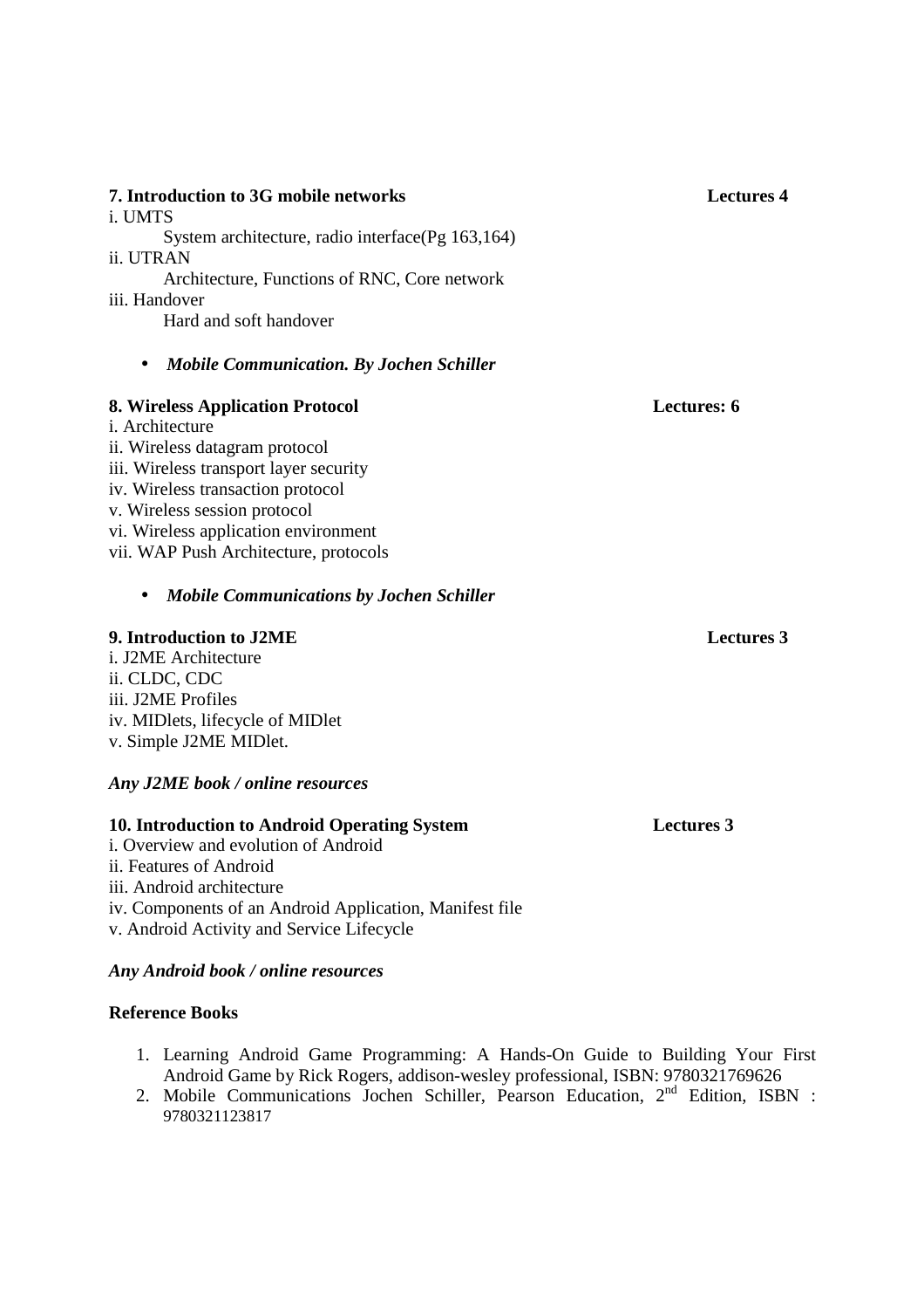**7. Introduction to 3G mobile networks** **Lectures 4**

i. UMTS

System architecture, radio interface(Pg 163,164)

ii. UTRAN

Architecture, Functions of RNC, Core network

iii. Handover

Hard and soft handover

- ***Mobile Communication. By Jochen Schiller***

**8. Wireless Application Protocol** **Lectures: 6**

i. Architecture
ii. Wireless datagram protocol
iii. Wireless transport layer security
iv. Wireless transaction protocol
v. Wireless session protocol
vi. Wireless application environment
vii. WAP Push Architecture, protocols

- ***Mobile Communications by Jochen Schiller***

**9. Introduction to J2ME** **Lectures 3**

i. J2ME Architecture
ii. CLDC, CDC
iii. J2ME Profiles
iv. MIDlets, lifecycle of MIDlet
v. Simple J2ME MIDlet.

***Any J2ME book / online resources***

**10. Introduction to Android Operating System** **Lectures 3**

i. Overview and evolution of Android
ii. Features of Android
iii. Android architecture
iv. Components of an Android Application, Manifest file
v. Android Activity and Service Lifecycle

***Any Android book / online resources***

**Reference Books**

1. Learning Android Game Programming: A Hands-On Guide to Building Your First Android Game by Rick Rogers, addison-wesley professional, ISBN: 9780321769626
2. Mobile Communications Jochen Schiller, Pearson Education, 2nd Edition, ISBN : 9780321123817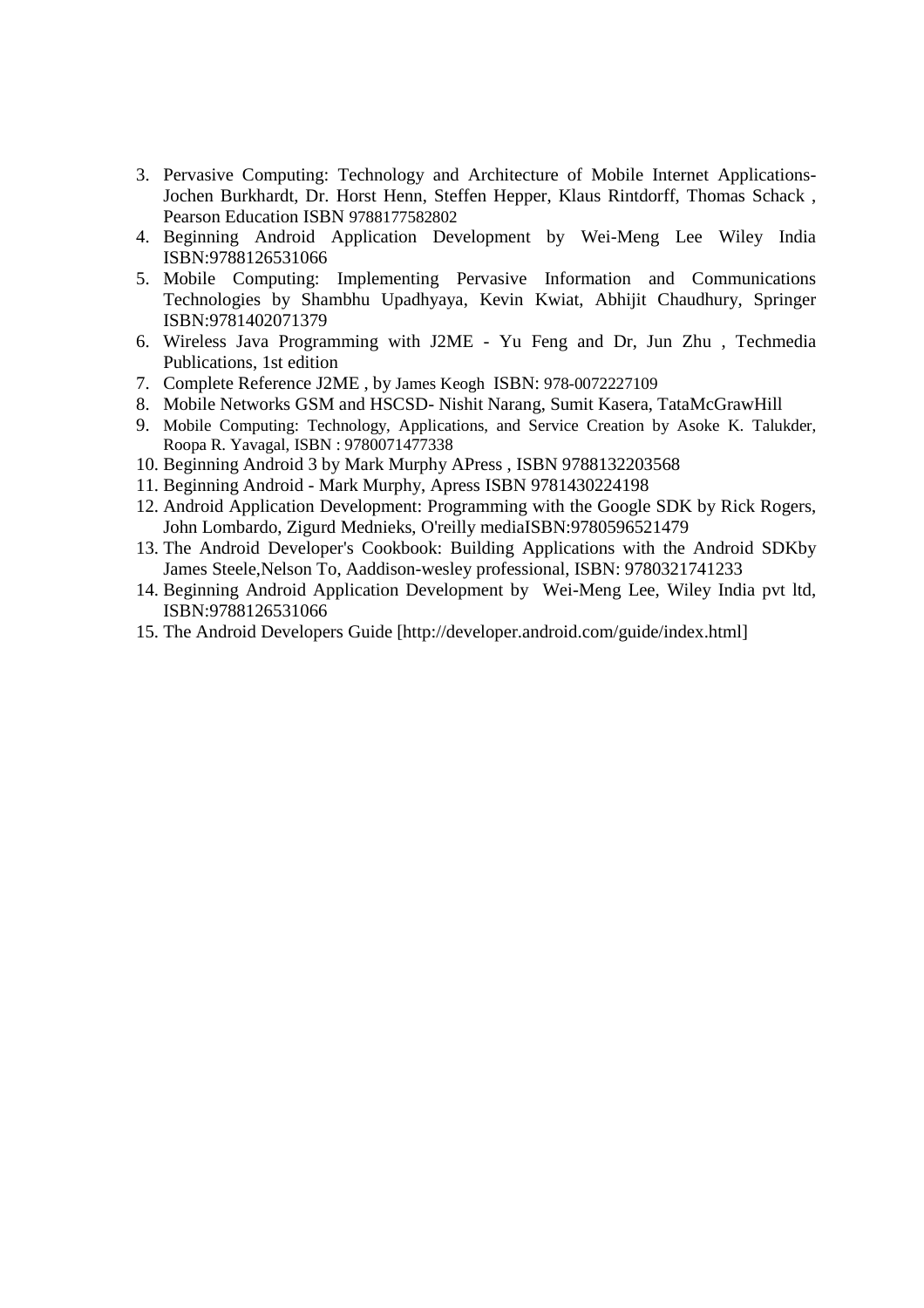3. Pervasive Computing: Technology and Architecture of Mobile Internet Applications- Jochen Burkhardt, Dr. Horst Henn, Steffen Hepper, Klaus Rintdorff, Thomas Schack , Pearson Education ISBN 9788177582802
4. Beginning Android Application Development by Wei-Meng Lee Wiley India ISBN:9788126531066
5. Mobile Computing: Implementing Pervasive Information and Communications Technologies by Shambhu Upadhyaya, Kevin Kwiat, Abhijit Chaudhury, Springer ISBN:9781402071379
6. Wireless Java Programming with J2ME - Yu Feng and Dr, Jun Zhu , Techmedia Publications, 1st edition
7. Complete Reference J2ME , by James Keogh ISBN: 978-0072227109
8. Mobile Networks GSM and HSCSD- Nishit Narang, Sumit Kasera, TataMcGrawHill
9. Mobile Computing: Technology, Applications, and Service Creation by Asoke K. Talukder, Roopa R. Yavagal, ISBN : 9780071477338
10. Beginning Android 3 by Mark Murphy APress , ISBN 9788132203568
11. Beginning Android - Mark Murphy, Apress ISBN 9781430224198
12. Android Application Development: Programming with the Google SDK by Rick Rogers, John Lombardo, Zigurd Mednieks, O'reilly mediaISBN:9780596521479
13. The Android Developer's Cookbook: Building Applications with the Android SDKby James Steele,Nelson To, Aaddison-wesley professional, ISBN: 9780321741233
14. Beginning Android Application Development by Wei-Meng Lee, Wiley India pvt ltd, ISBN:9788126531066
15. The Android Developers Guide [http://developer.android.com/guide/index.html]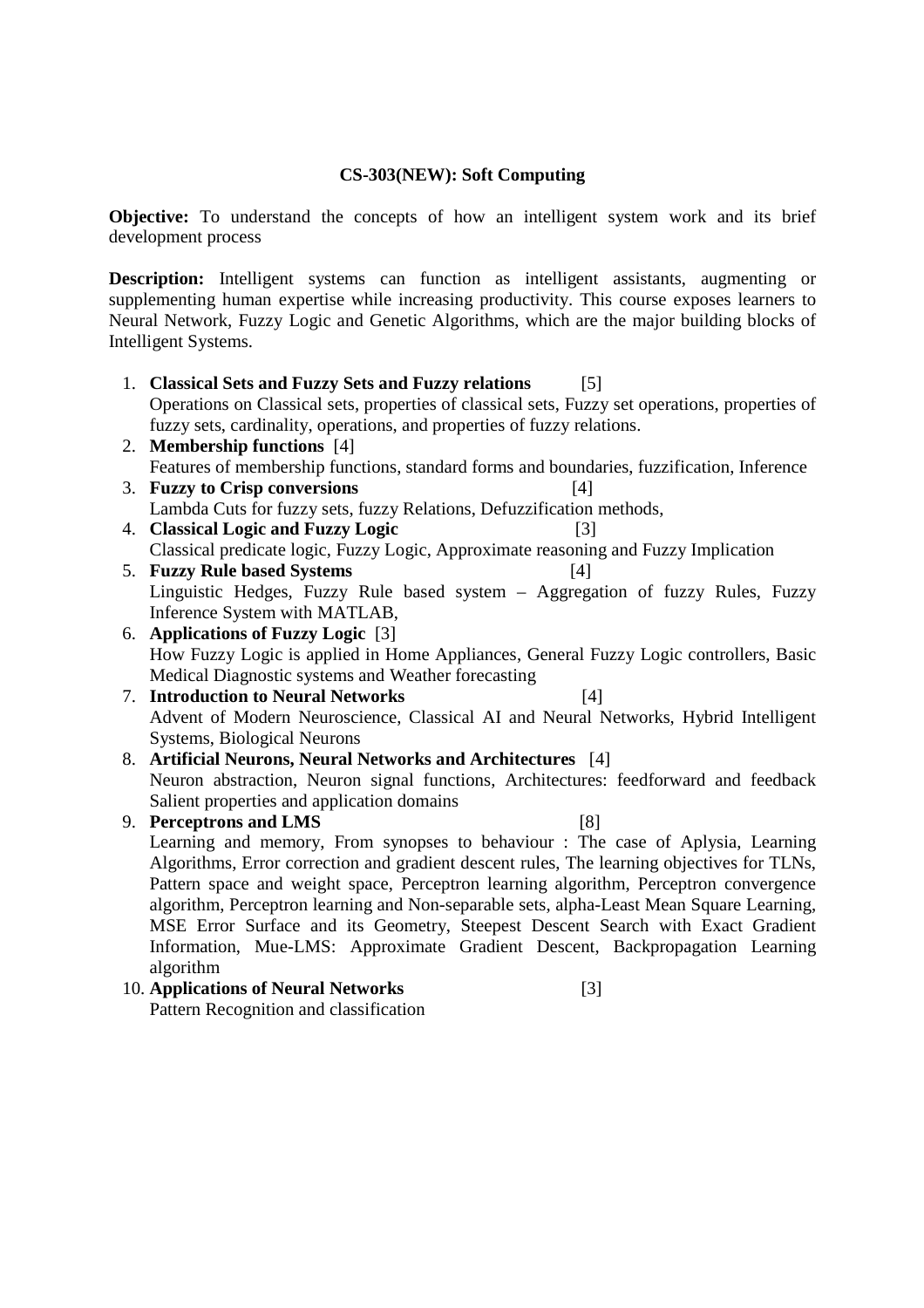## CS-303(NEW): Soft Computing

**Objective:** To understand the concepts of how an intelligent system work and its brief development process

**Description:** Intelligent systems can function as intelligent assistants, augmenting or supplementing human expertise while increasing productivity. This course exposes learners to Neural Network, Fuzzy Logic and Genetic Algorithms, which are the major building blocks of Intelligent Systems.

1. **Classical Sets and Fuzzy Sets and Fuzzy relations** [5]
   Operations on Classical sets, properties of classical sets, Fuzzy set operations, properties of fuzzy sets, cardinality, operations, and properties of fuzzy relations.
2. **Membership functions** [4]
   Features of membership functions, standard forms and boundaries, fuzzification, Inference
3. **Fuzzy to Crisp conversions** [4]
   Lambda Cuts for fuzzy sets, fuzzy Relations, Defuzzification methods,
4. **Classical Logic and Fuzzy Logic** [3]
   Classical predicate logic, Fuzzy Logic, Approximate reasoning and Fuzzy Implication
5. **Fuzzy Rule based Systems** [4]
   Linguistic Hedges, Fuzzy Rule based system – Aggregation of fuzzy Rules, Fuzzy Inference System with MATLAB,
6. **Applications of Fuzzy Logic** [3]
   How Fuzzy Logic is applied in Home Appliances, General Fuzzy Logic controllers, Basic Medical Diagnostic systems and Weather forecasting
7. **Introduction to Neural Networks** [4]
   Advent of Modern Neuroscience, Classical AI and Neural Networks, Hybrid Intelligent Systems, Biological Neurons
8. **Artificial Neurons, Neural Networks and Architectures** [4]
   Neuron abstraction, Neuron signal functions, Architectures: feedforward and feedback Salient properties and application domains
9. **Perceptrons and LMS** [8]
   Learning and memory, From synopses to behaviour : The case of Aplysia, Learning Algorithms, Error correction and gradient descent rules, The learning objectives for TLNs, Pattern space and weight space, Perceptron learning algorithm, Perceptron convergence algorithm, Perceptron learning and Non-separable sets, alpha-Least Mean Square Learning, MSE Error Surface and its Geometry, Steepest Descent Search with Exact Gradient Information, Mue-LMS: Approximate Gradient Descent, Backpropagation Learning algorithm
10. **Applications of Neural Networks** [3]
    Pattern Recognition and classification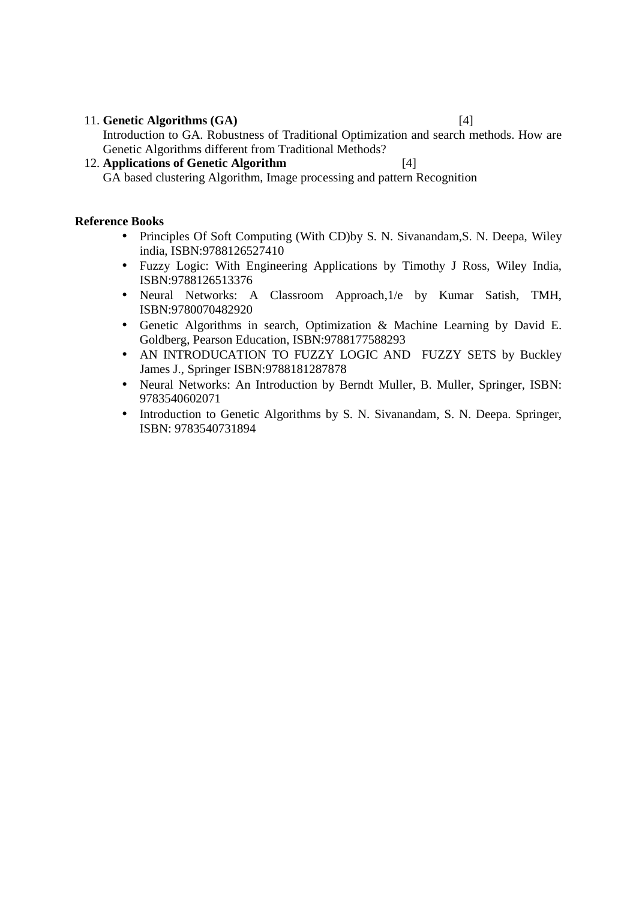11. **Genetic Algorithms (GA)** [4]
    Introduction to GA. Robustness of Traditional Optimization and search methods. How are Genetic Algorithms different from Traditional Methods?
12. **Applications of Genetic Algorithm** [4]
    GA based clustering Algorithm, Image processing and pattern Recognition

**Reference Books**

- Principles Of Soft Computing (With CD)by S. N. Sivanandam,S. N. Deepa, Wiley india, ISBN:9788126527410
- Fuzzy Logic: With Engineering Applications by Timothy J Ross, Wiley India, ISBN:9788126513376
- Neural Networks: A Classroom Approach,1/e by Kumar Satish, TMH, ISBN:9780070482920
- Genetic Algorithms in search, Optimization & Machine Learning by David E. Goldberg, Pearson Education, ISBN:9788177588293
- AN INTRODUCATION TO FUZZY LOGIC AND FUZZY SETS by Buckley James J., Springer ISBN:9788181287878
- Neural Networks: An Introduction by Berndt Muller, B. Muller, Springer, ISBN: 9783540602071
- Introduction to Genetic Algorithms by S. N. Sivanandam, S. N. Deepa. Springer, ISBN: 9783540731894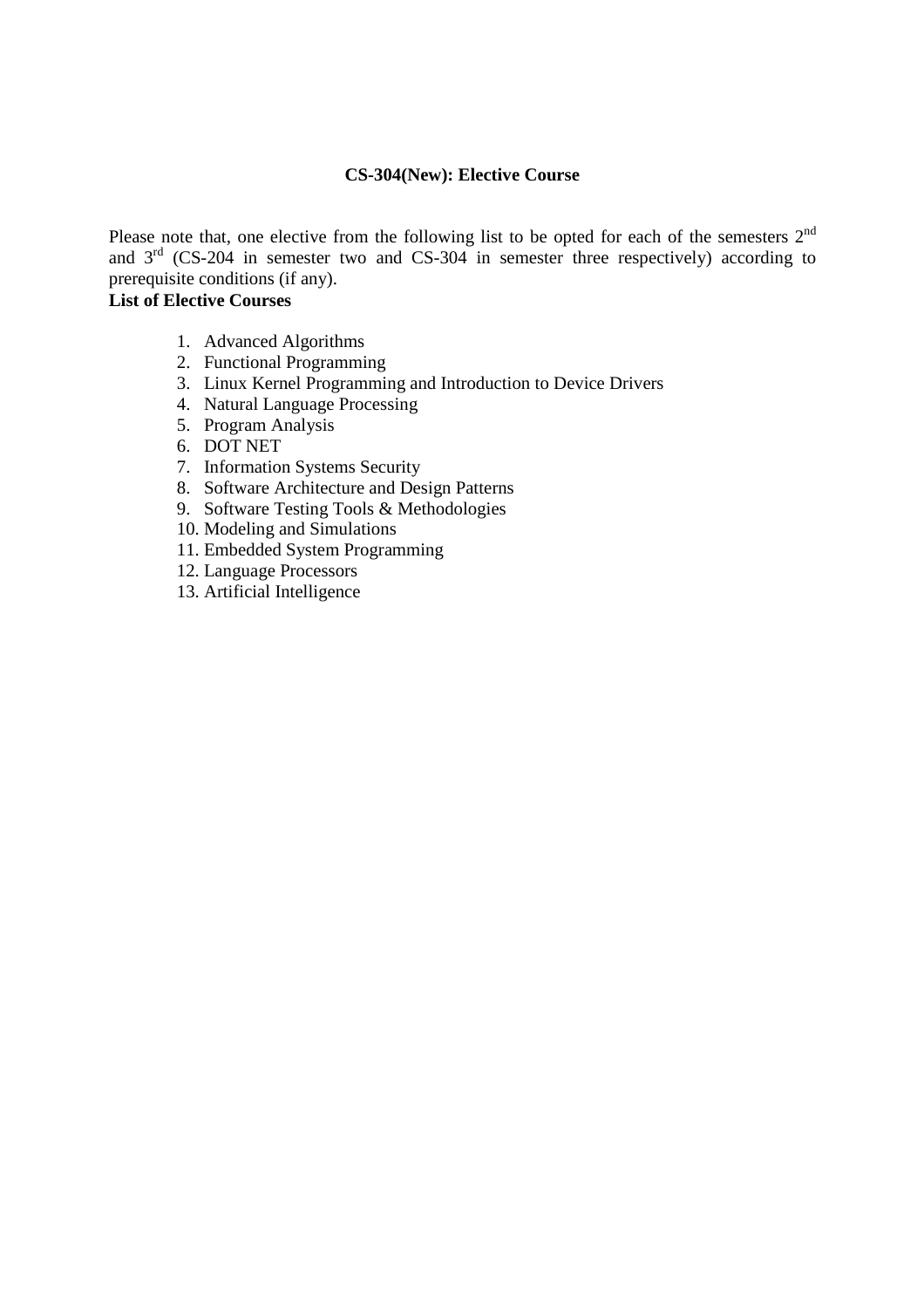## CS-304(New): Elective Course

Please note that, one elective from the following list to be opted for each of the semesters 2nd and 3rd (CS-204 in semester two and CS-304 in semester three respectively) according to prerequisite conditions (if any).

**List of Elective Courses**

1. Advanced Algorithms
2. Functional Programming
3. Linux Kernel Programming and Introduction to Device Drivers
4. Natural Language Processing
5. Program Analysis
6. DOT NET
7. Information Systems Security
8. Software Architecture and Design Patterns
9. Software Testing Tools & Methodologies
10. Modeling and Simulations
11. Embedded System Programming
12. Language Processors
13. Artificial Intelligence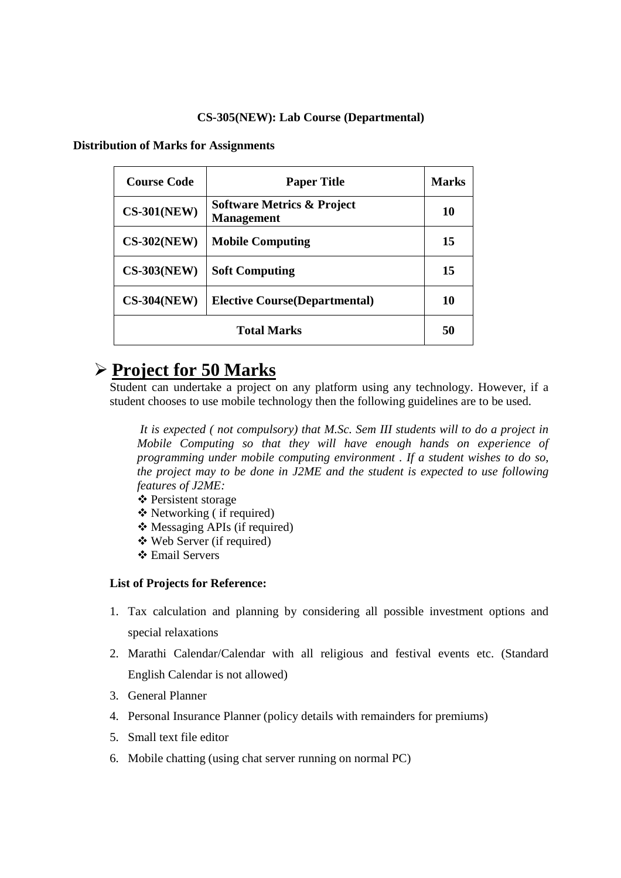**CS-305(NEW): Lab Course (Departmental)**

**Distribution of Marks for Assignments**

| Course Code | Paper Title | Marks |
|---|---|---|
| **CS-301(NEW)** | **Software Metrics & Project Management** | **10** |
| **CS-302(NEW)** | **Mobile Computing** | **15** |
| **CS-303(NEW)** | **Soft Computing** | **15** |
| **CS-304(NEW)** | **Elective Course(Departmental)** | **10** |
| **Total Marks** | | **50** |

## ➢ Project for 50 Marks

Student can undertake a project on any platform using any technology. However, if a student chooses to use mobile technology then the following guidelines are to be used.

*It is expected ( not compulsory) that M.Sc. Sem III students will to do a project in Mobile Computing so that they will have enough hands on experience of programming under mobile computing environment . If a student wishes to do so, the project may to be done in J2ME and the student is expected to use following features of J2ME:*

- ❖ Persistent storage
- ❖ Networking ( if required)
- ❖ Messaging APIs (if required)
- ❖ Web Server (if required)
- ❖ Email Servers

**List of Projects for Reference:**

1. Tax calculation and planning by considering all possible investment options and special relaxations
2. Marathi Calendar/Calendar with all religious and festival events etc. (Standard English Calendar is not allowed)
3. General Planner
4. Personal Insurance Planner (policy details with remainders for premiums)
5. Small text file editor
6. Mobile chatting (using chat server running on normal PC)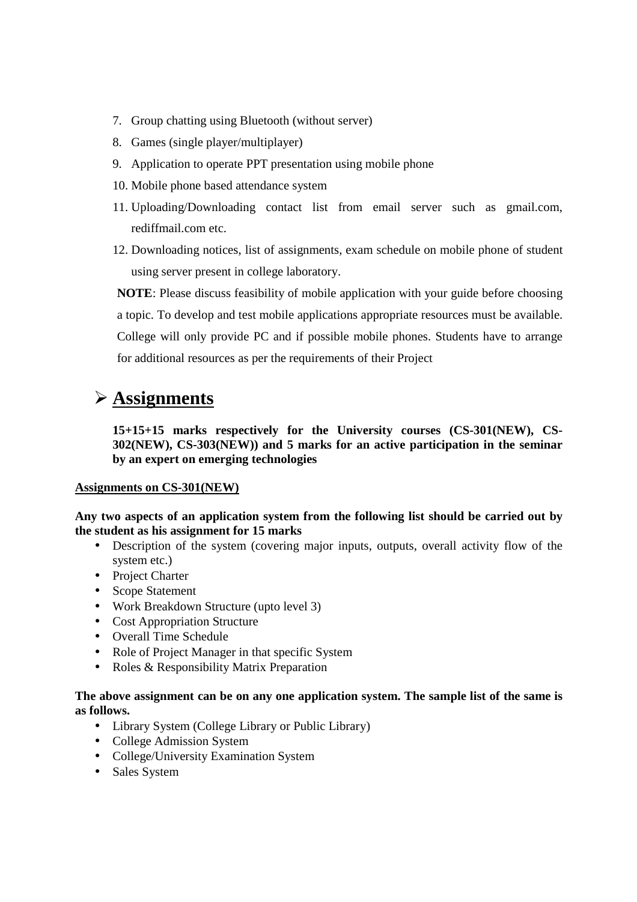7. Group chatting using Bluetooth (without server)
8. Games (single player/multiplayer)
9. Application to operate PPT presentation using mobile phone
10. Mobile phone based attendance system
11. Uploading/Downloading contact list from email server such as gmail.com, rediffmail.com etc.
12. Downloading notices, list of assignments, exam schedule on mobile phone of student using server present in college laboratory.

**NOTE**: Please discuss feasibility of mobile application with your guide before choosing a topic. To develop and test mobile applications appropriate resources must be available. College will only provide PC and if possible mobile phones. Students have to arrange for additional resources as per the requirements of their Project

## ➢ Assignments

**15+15+15 marks respectively for the University courses (CS-301(NEW), CS-302(NEW), CS-303(NEW)) and 5 marks for an active participation in the seminar by an expert on emerging technologies**

**Assignments on CS-301(NEW)**

**Any two aspects of an application system from the following list should be carried out by the student as his assignment for 15 marks**

- Description of the system (covering major inputs, outputs, overall activity flow of the system etc.)
- Project Charter
- Scope Statement
- Work Breakdown Structure (upto level 3)
- Cost Appropriation Structure
- Overall Time Schedule
- Role of Project Manager in that specific System
- Roles & Responsibility Matrix Preparation

**The above assignment can be on any one application system. The sample list of the same is as follows.**

- Library System (College Library or Public Library)
- College Admission System
- College/University Examination System
- Sales System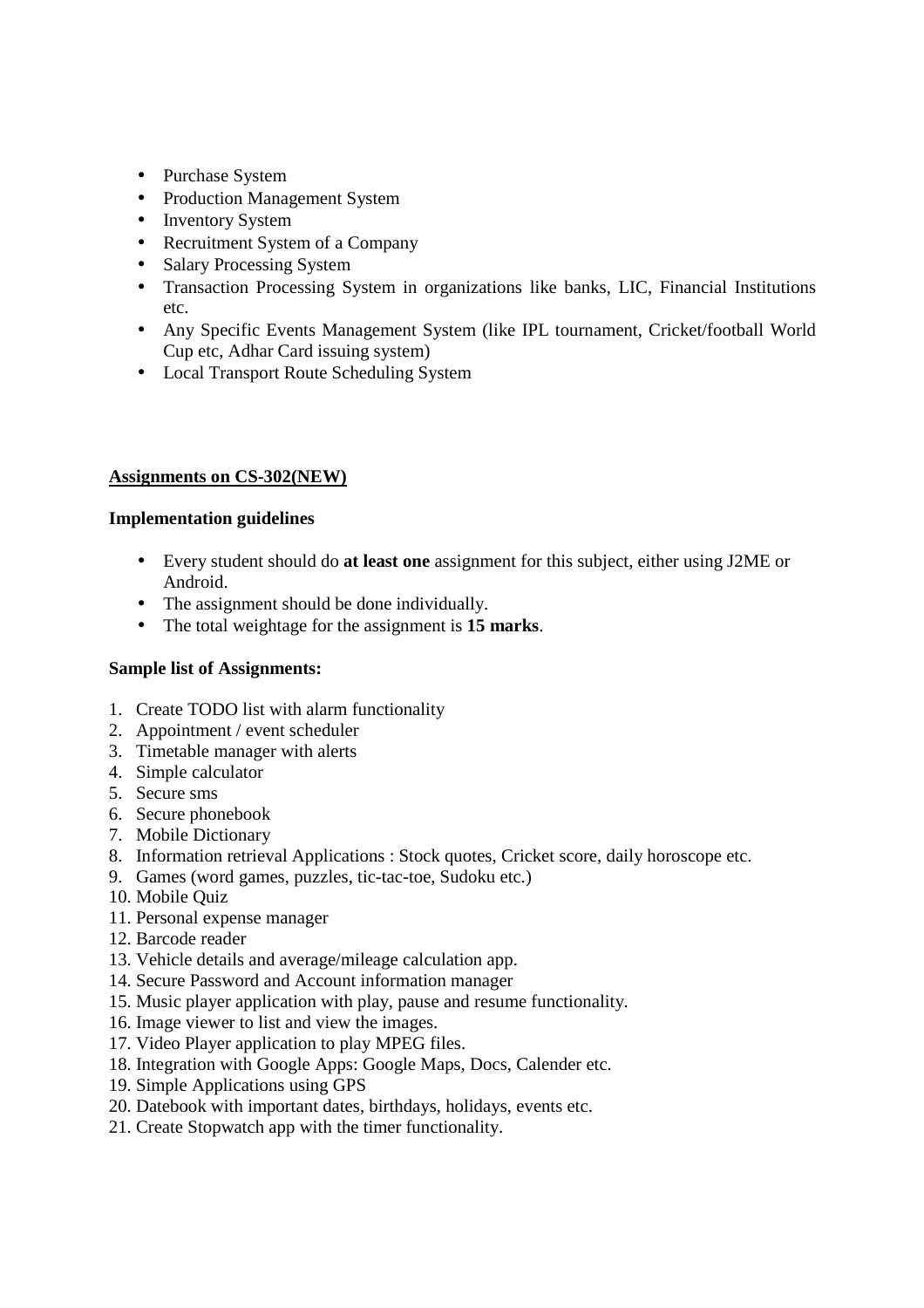- Purchase System
- Production Management System
- Inventory System
- Recruitment System of a Company
- Salary Processing System
- Transaction Processing System in organizations like banks, LIC, Financial Institutions etc.
- Any Specific Events Management System (like IPL tournament, Cricket/football World Cup etc, Adhar Card issuing system)
- Local Transport Route Scheduling System

**Assignments on CS-302(NEW)**

**Implementation guidelines**

- Every student should do **at least one** assignment for this subject, either using J2ME or Android.
- The assignment should be done individually.
- The total weightage for the assignment is **15 marks**.

**Sample list of Assignments:**

1. Create TODO list with alarm functionality
2. Appointment / event scheduler
3. Timetable manager with alerts
4. Simple calculator
5. Secure sms
6. Secure phonebook
7. Mobile Dictionary
8. Information retrieval Applications : Stock quotes, Cricket score, daily horoscope etc.
9. Games (word games, puzzles, tic-tac-toe, Sudoku etc.)
10. Mobile Quiz
11. Personal expense manager
12. Barcode reader
13. Vehicle details and average/mileage calculation app.
14. Secure Password and Account information manager
15. Music player application with play, pause and resume functionality.
16. Image viewer to list and view the images.
17. Video Player application to play MPEG files.
18. Integration with Google Apps: Google Maps, Docs, Calender etc.
19. Simple Applications using GPS
20. Datebook with important dates, birthdays, holidays, events etc.
21. Create Stopwatch app with the timer functionality.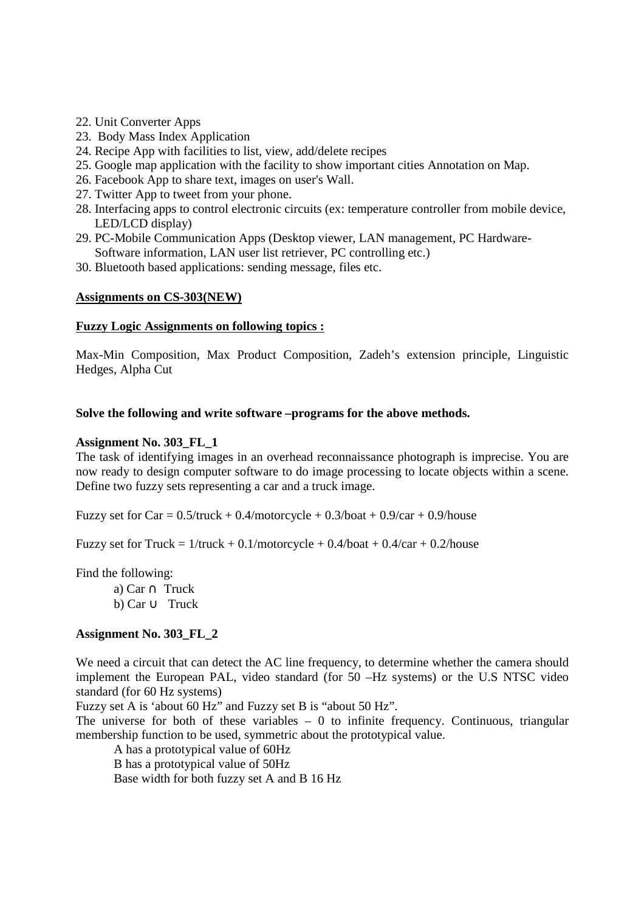22. Unit Converter Apps
23. Body Mass Index Application
24. Recipe App with facilities to list, view, add/delete recipes
25. Google map application with the facility to show important cities Annotation on Map.
26. Facebook App to share text, images on user's Wall.
27. Twitter App to tweet from your phone.
28. Interfacing apps to control electronic circuits (ex: temperature controller from mobile device, LED/LCD display)
29. PC-Mobile Communication Apps (Desktop viewer, LAN management, PC Hardware-Software information, LAN user list retriever, PC controlling etc.)
30. Bluetooth based applications: sending message, files etc.

**Assignments on CS-303(NEW)**

**Fuzzy Logic Assignments on following topics :**

Max-Min Composition, Max Product Composition, Zadeh's extension principle, Linguistic Hedges, Alpha Cut

**Solve the following and write software –programs for the above methods.**

**Assignment No. 303_FL_1**

The task of identifying images in an overhead reconnaissance photograph is imprecise. You are now ready to design computer software to do image processing to locate objects within a scene. Define two fuzzy sets representing a car and a truck image.

Fuzzy set for Car = 0.5/truck + 0.4/motorcycle + 0.3/boat + 0.9/car + 0.9/house

Fuzzy set for Truck = 1/truck + 0.1/motorcycle + 0.4/boat + 0.4/car + 0.2/house

Find the following:

a) Car ∩ Truck

b) Car ∪ Truck

**Assignment No. 303_FL_2**

We need a circuit that can detect the AC line frequency, to determine whether the camera should implement the European PAL, video standard (for 50 –Hz systems) or the U.S NTSC video standard (for 60 Hz systems)

Fuzzy set A is 'about 60 Hz" and Fuzzy set B is "about 50 Hz".

The universe for both of these variables – 0 to infinite frequency. Continuous, triangular membership function to be used, symmetric about the prototypical value.

A has a prototypical value of 60Hz

B has a prototypical value of 50Hz

Base width for both fuzzy set A and B 16 Hz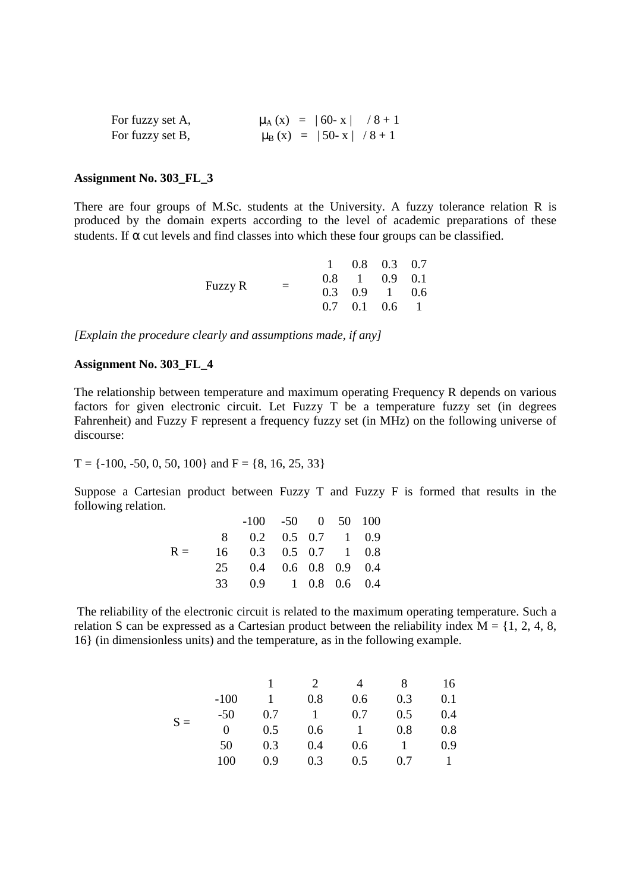For fuzzy set A, $\mu_A(x) = |60 - x| / 8 + 1$

For fuzzy set B, $\mu_B(x) = |50 - x| / 8 + 1$

**Assignment No. 303_FL_3**

There are four groups of M.Sc. students at the University. A fuzzy tolerance relation R is produced by the domain experts according to the level of academic preparations of these students. If $\alpha$ cut levels and find classes into which these four groups can be classified.

$$\text{Fuzzy R} = \begin{matrix} 1 & 0.8 & 0.3 & 0.7 \\ 0.8 & 1 & 0.9 & 0.1 \\ 0.3 & 0.9 & 1 & 0.6 \\ 0.7 & 0.1 & 0.6 & 1 \end{matrix}$$

*[Explain the procedure clearly and assumptions made, if any]*

**Assignment No. 303_FL_4**

The relationship between temperature and maximum operating Frequency R depends on various factors for given electronic circuit. Let Fuzzy T be a temperature fuzzy set (in degrees Fahrenheit) and Fuzzy F represent a frequency fuzzy set (in MHz) on the following universe of discourse:

T = {-100, -50, 0, 50, 100} and F = {8, 16, 25, 33}

Suppose a Cartesian product between Fuzzy T and Fuzzy F is formed that results in the following relation.

R =

| | -100 | -50 | 0 | 50 | 100 |
|---|---|---|---|---|---|
| 8 | 0.2 | 0.5 | 0.7 | 1 | 0.9 |
| 16 | 0.3 | 0.5 | 0.7 | 1 | 0.8 |
| 25 | 0.4 | 0.6 | 0.8 | 0.9 | 0.4 |
| 33 | 0.9 | 1 | 0.8 | 0.6 | 0.4 |

The reliability of the electronic circuit is related to the maximum operating temperature. Such a relation S can be expressed as a Cartesian product between the reliability index M = {1, 2, 4, 8, 16} (in dimensionless units) and the temperature, as in the following example.

S =

| | 1 | 2 | 4 | 8 | 16 |
|---|---|---|---|---|---|
| -100 | 1 | 0.8 | 0.6 | 0.3 | 0.1 |
| -50 | 0.7 | 1 | 0.7 | 0.5 | 0.4 |
| 0 | 0.5 | 0.6 | 1 | 0.8 | 0.8 |
| 50 | 0.3 | 0.4 | 0.6 | 1 | 0.9 |
| 100 | 0.9 | 0.3 | 0.5 | 0.7 | 1 |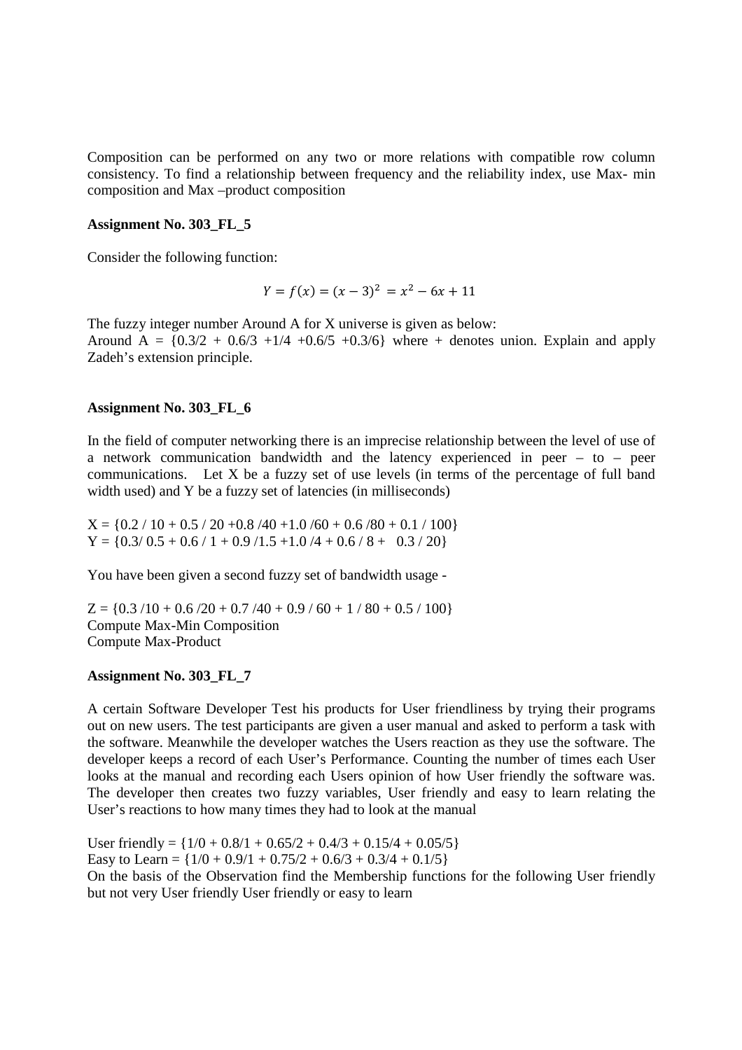Composition can be performed on any two or more relations with compatible row column consistency. To find a relationship between frequency and the reliability index, use Max- min composition and Max –product composition

**Assignment No. 303_FL_5**

Consider the following function:

$$Y = f(x) = (x-3)^2 = x^2 - 6x + 11$$

The fuzzy integer number Around A for X universe is given as below:
Around A = {0.3/2 + 0.6/3 +1/4 +0.6/5 +0.3/6} where + denotes union. Explain and apply Zadeh's extension principle.

**Assignment No. 303_FL_6**

In the field of computer networking there is an imprecise relationship between the level of use of a network communication bandwidth and the latency experienced in peer – to – peer communications. Let X be a fuzzy set of use levels (in terms of the percentage of full band width used) and Y be a fuzzy set of latencies (in milliseconds)

X = {0.2 / 10 + 0.5 / 20 +0.8 /40 +1.0 /60 + 0.6 /80 + 0.1 / 100}
Y = {0.3/ 0.5 + 0.6 / 1 + 0.9 /1.5 +1.0 /4 + 0.6 / 8 + 0.3 / 20}

You have been given a second fuzzy set of bandwidth usage -

Z = {0.3 /10 + 0.6 /20 + 0.7 /40 + 0.9 / 60 + 1 / 80 + 0.5 / 100}
Compute Max-Min Composition
Compute Max-Product

**Assignment No. 303_FL_7**

A certain Software Developer Test his products for User friendliness by trying their programs out on new users. The test participants are given a user manual and asked to perform a task with the software. Meanwhile the developer watches the Users reaction as they use the software. The developer keeps a record of each User's Performance. Counting the number of times each User looks at the manual and recording each Users opinion of how User friendly the software was. The developer then creates two fuzzy variables, User friendly and easy to learn relating the User's reactions to how many times they had to look at the manual

User friendly = {1/0 + 0.8/1 + 0.65/2 + 0.4/3 + 0.15/4 + 0.05/5}
Easy to Learn = {1/0 + 0.9/1 + 0.75/2 + 0.6/3 + 0.3/4 + 0.1/5}
On the basis of the Observation find the Membership functions for the following User friendly but not very User friendly User friendly or easy to learn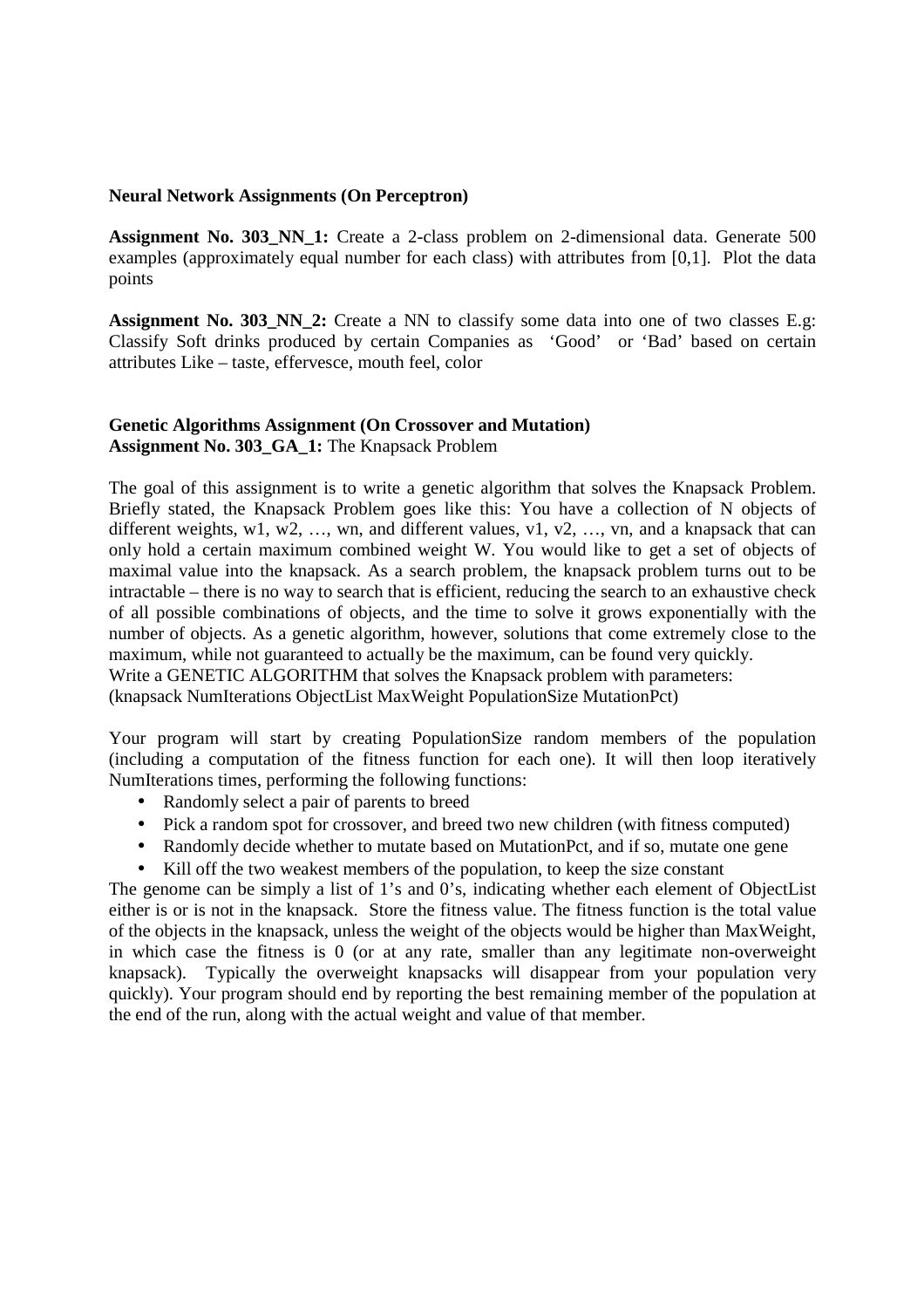**Neural Network Assignments (On Perceptron)**

**Assignment No. 303_NN_1:** Create a 2-class problem on 2-dimensional data. Generate 500 examples (approximately equal number for each class) with attributes from [0,1]. Plot the data points

**Assignment No. 303_NN_2:** Create a NN to classify some data into one of two classes E.g: Classify Soft drinks produced by certain Companies as 'Good' or 'Bad' based on certain attributes Like – taste, effervesce, mouth feel, color

**Genetic Algorithms Assignment (On Crossover and Mutation)**
**Assignment No. 303_GA_1:** The Knapsack Problem

The goal of this assignment is to write a genetic algorithm that solves the Knapsack Problem. Briefly stated, the Knapsack Problem goes like this: You have a collection of N objects of different weights, w1, w2, …, wn, and different values, v1, v2, …, vn, and a knapsack that can only hold a certain maximum combined weight W. You would like to get a set of objects of maximal value into the knapsack. As a search problem, the knapsack problem turns out to be intractable – there is no way to search that is efficient, reducing the search to an exhaustive check of all possible combinations of objects, and the time to solve it grows exponentially with the number of objects. As a genetic algorithm, however, solutions that come extremely close to the maximum, while not guaranteed to actually be the maximum, can be found very quickly.
Write a GENETIC ALGORITHM that solves the Knapsack problem with parameters:
(knapsack NumIterations ObjectList MaxWeight PopulationSize MutationPct)

Your program will start by creating PopulationSize random members of the population (including a computation of the fitness function for each one). It will then loop iteratively NumIterations times, performing the following functions:

- Randomly select a pair of parents to breed
- Pick a random spot for crossover, and breed two new children (with fitness computed)
- Randomly decide whether to mutate based on MutationPct, and if so, mutate one gene
- Kill off the two weakest members of the population, to keep the size constant

The genome can be simply a list of 1's and 0's, indicating whether each element of ObjectList either is or is not in the knapsack. Store the fitness value. The fitness function is the total value of the objects in the knapsack, unless the weight of the objects would be higher than MaxWeight, in which case the fitness is 0 (or at any rate, smaller than any legitimate non-overweight knapsack). Typically the overweight knapsacks will disappear from your population very quickly). Your program should end by reporting the best remaining member of the population at the end of the run, along with the actual weight and value of that member.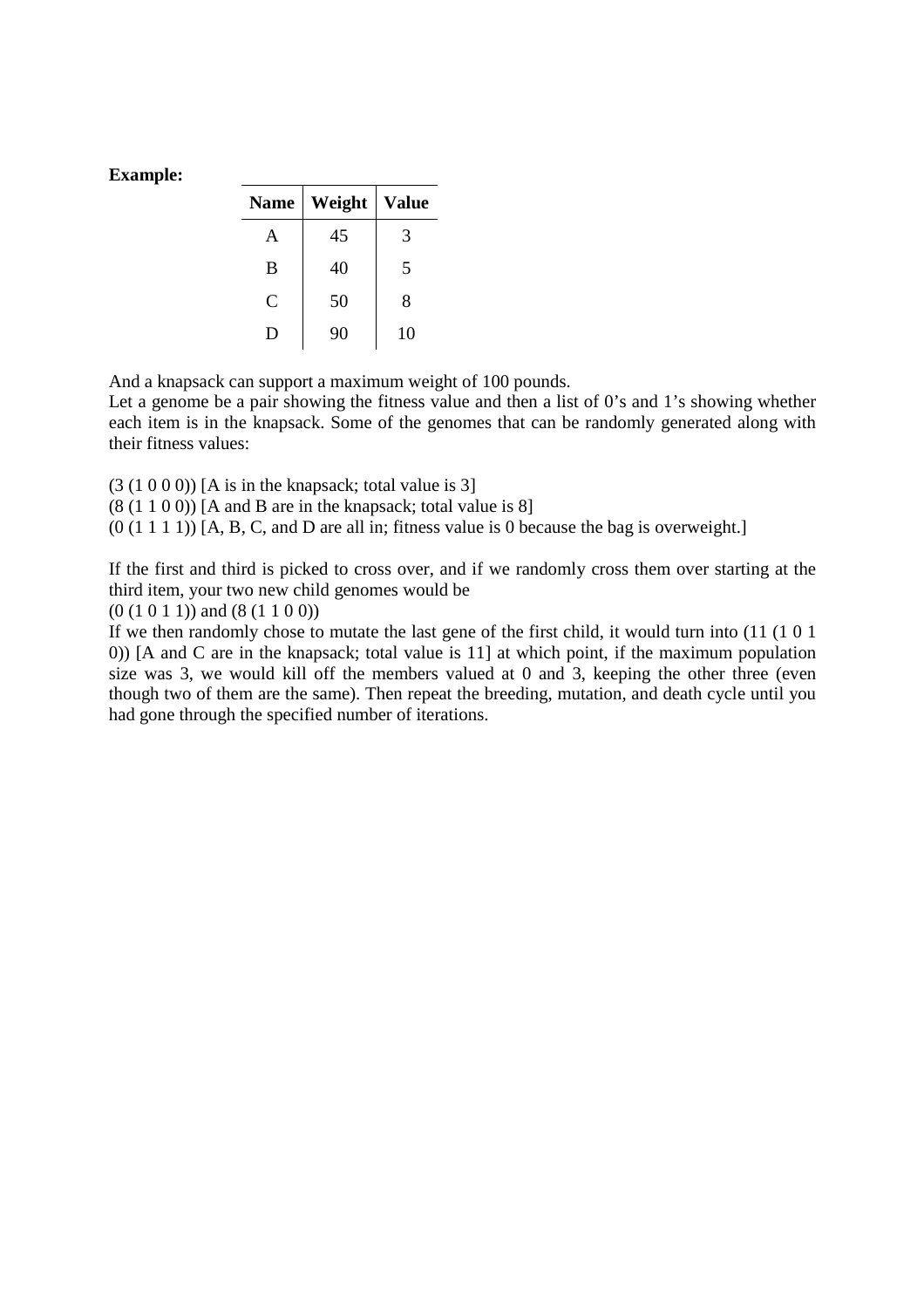**Example:**

| Name | Weight | Value |
|---|---|---|
| A | 45 | 3 |
| B | 40 | 5 |
| C | 50 | 8 |
| D | 90 | 10 |

And a knapsack can support a maximum weight of 100 pounds.
Let a genome be a pair showing the fitness value and then a list of 0's and 1's showing whether each item is in the knapsack. Some of the genomes that can be randomly generated along with their fitness values:

(3 (1 0 0 0)) [A is in the knapsack; total value is 3]
(8 (1 1 0 0)) [A and B are in the knapsack; total value is 8]
(0 (1 1 1 1)) [A, B, C, and D are all in; fitness value is 0 because the bag is overweight.]

If the first and third is picked to cross over, and if we randomly cross them over starting at the third item, your two new child genomes would be
(0 (1 0 1 1)) and (8 (1 1 0 0))
If we then randomly chose to mutate the last gene of the first child, it would turn into (11 (1 0 1 0)) [A and C are in the knapsack; total value is 11] at which point, if the maximum population size was 3, we would kill off the members valued at 0 and 3, keeping the other three (even though two of them are the same). Then repeat the breeding, mutation, and death cycle until you had gone through the specified number of iterations.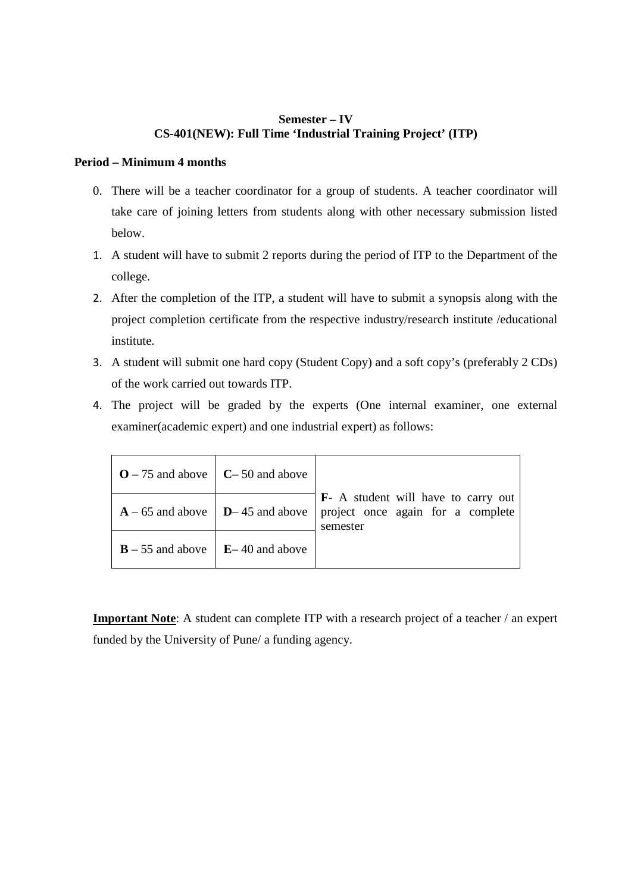**Semester – IV**
**CS-401(NEW): Full Time 'Industrial Training Project' (ITP)**

**Period – Minimum 4 months**

0. There will be a teacher coordinator for a group of students. A teacher coordinator will take care of joining letters from students along with other necessary submission listed below.
1. A student will have to submit 2 reports during the period of ITP to the Department of the college.
2. After the completion of the ITP, a student will have to submit a synopsis along with the project completion certificate from the respective industry/research institute /educational institute.
3. A student will submit one hard copy (Student Copy) and a soft copy's (preferably 2 CDs) of the work carried out towards ITP.
4. The project will be graded by the experts (One internal examiner, one external examiner(academic expert) and one industrial expert) as follows:

| | | |
|---|---|---|
| **O** – 75 and above | **C**– 50 and above | **F**- A student will have to carry out project once again for a complete semester |
| **A** – 65 and above | **D**– 45 and above | |
| **B** – 55 and above | **E**– 40 and above | |

**Important Note**: A student can complete ITP with a research project of a teacher / an expert funded by the University of Pune/ a funding agency.